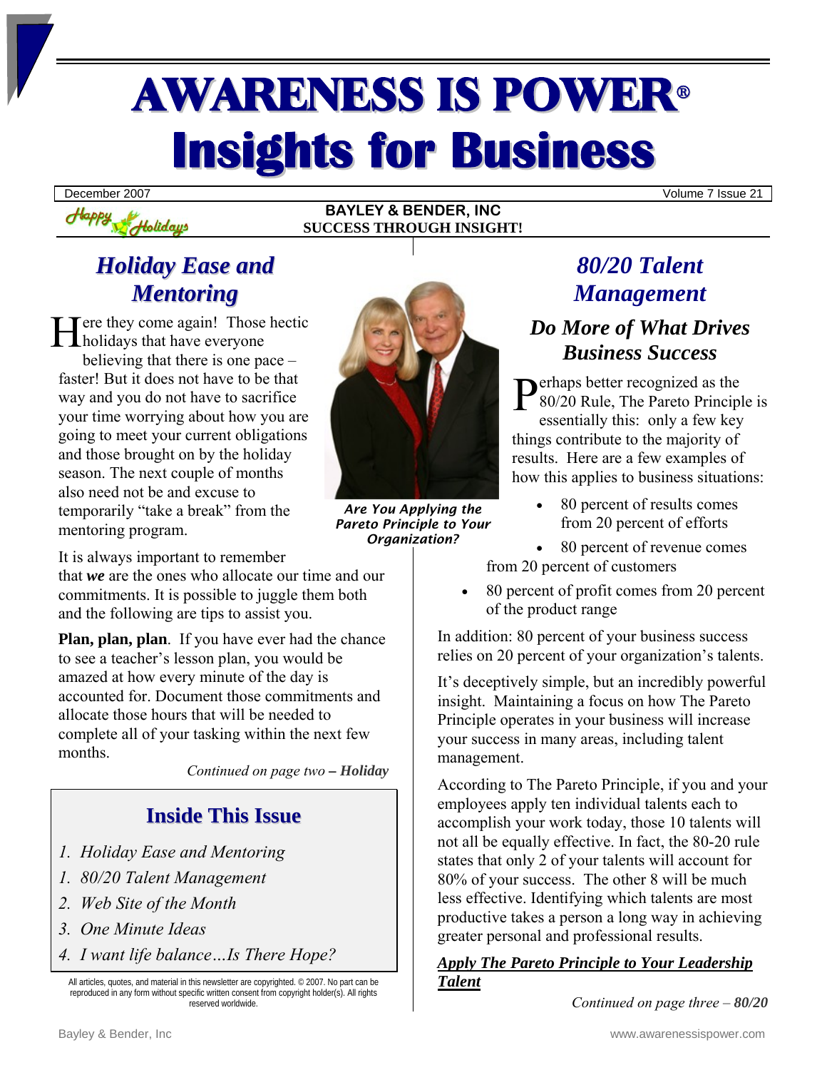# AWARENESS IS POWER®
# Insights for Business

December 2007 | Volume 7 Issue 21

Happy Holidays

**BAYLEY & BENDER, INC**
**SUCCESS THROUGH INSIGHT!**

## *Holiday Ease and Mentoring*

Here they come again! Those hectic holidays that have everyone believing that there is one pace – faster! But it does not have to be that way and you do not have to sacrifice your time worrying about how you are going to meet your current obligations and those brought on by the holiday season. The next couple of months also need not be and excuse to temporarily "take a break" from the mentoring program.

It is always important to remember that ***we*** are the ones who allocate our time and our commitments. It is possible to juggle them both and the following are tips to assist you.

**Plan, plan, plan**. If you have ever had the chance to see a teacher's lesson plan, you would be amazed at how every minute of the day is accounted for. Document those commitments and allocate those hours that will be needed to complete all of your tasking within the next few months.

*Continued on page two* – ***Holiday***

***Are You Applying the Pareto Principle to Your Organization?***

## Inside This Issue

1. *Holiday Ease and Mentoring*
1. *80/20 Talent Management*
2. *Web Site of the Month*
3. *One Minute Ideas*
4. *I want life balance…Is There Hope?*

All articles, quotes, and material in this newsletter are copyrighted. © 2007. No part can be reproduced in any form without specific written consent from copyright holder(s). All rights reserved worldwide.

## *80/20 Talent Management*

### *Do More of What Drives Business Success*

Perhaps better recognized as the 80/20 Rule, The Pareto Principle is essentially this: only a few key things contribute to the majority of results. Here are a few examples of how this applies to business situations:

- 80 percent of results comes from 20 percent of efforts
- 80 percent of revenue comes from 20 percent of customers
- 80 percent of profit comes from 20 percent of the product range

In addition: 80 percent of your business success relies on 20 percent of your organization's talents.

It's deceptively simple, but an incredibly powerful insight. Maintaining a focus on how The Pareto Principle operates in your business will increase your success in many areas, including talent management.

According to The Pareto Principle, if you and your employees apply ten individual talents each to accomplish your work today, those 10 talents will not all be equally effective. In fact, the 80-20 rule states that only 2 of your talents will account for 80% of your success. The other 8 will be much less effective. Identifying which talents are most productive takes a person a long way in achieving greater personal and professional results.

***Apply The Pareto Principle to Your Leadership Talent***

*Continued on page three* – ***80/20***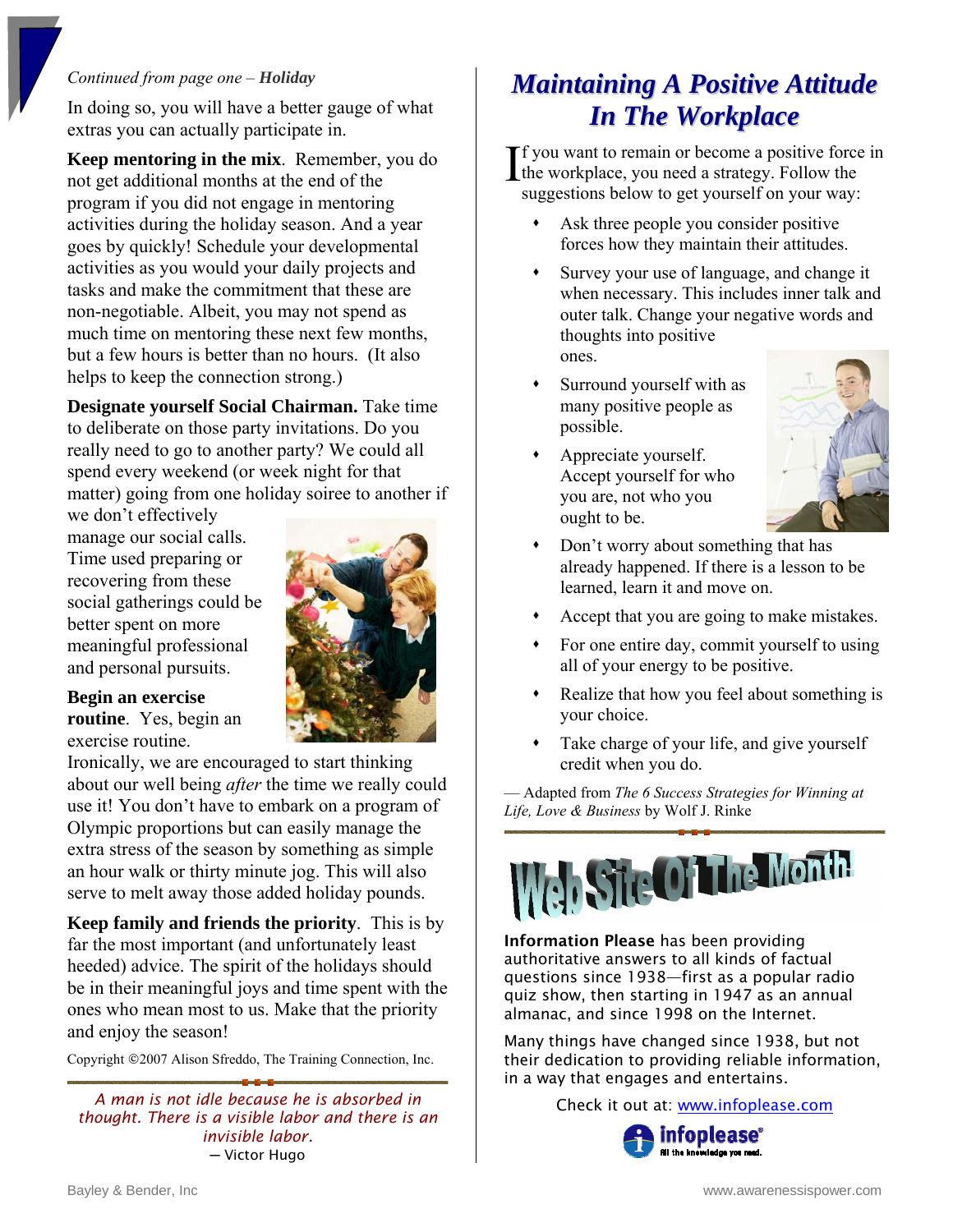*Continued from page one – **Holiday***

In doing so, you will have a better gauge of what extras you can actually participate in.

**Keep mentoring in the mix**. Remember, you do not get additional months at the end of the program if you did not engage in mentoring activities during the holiday season. And a year goes by quickly! Schedule your developmental activities as you would your daily projects and tasks and make the commitment that these are non-negotiable. Albeit, you may not spend as much time on mentoring these next few months, but a few hours is better than no hours. (It also helps to keep the connection strong.)

**Designate yourself Social Chairman.** Take time to deliberate on those party invitations. Do you really need to go to another party? We could all spend every weekend (or week night for that matter) going from one holiday soiree to another if we don't effectively manage our social calls. Time used preparing or recovering from these social gatherings could be better spent on more meaningful professional and personal pursuits.

**Begin an exercise routine**. Yes, begin an exercise routine. Ironically, we are encouraged to start thinking about our well being *after* the time we really could use it! You don't have to embark on a program of Olympic proportions but can easily manage the extra stress of the season by something as simple an hour walk or thirty minute jog. This will also serve to melt away those added holiday pounds.

**Keep family and friends the priority**. This is by far the most important (and unfortunately least heeded) advice. The spirit of the holidays should be in their meaningful joys and time spent with the ones who mean most to us. Make that the priority and enjoy the season!

Copyright ©2007 Alison Sfreddo, The Training Connection, Inc.

*A man is not idle because he is absorbed in thought. There is a visible labor and there is an invisible labor.*
— Victor Hugo

# Maintaining A Positive Attitude In The Workplace

If you want to remain or become a positive force in the workplace, you need a strategy. Follow the suggestions below to get yourself on your way:

- Ask three people you consider positive forces how they maintain their attitudes.
- Survey your use of language, and change it when necessary. This includes inner talk and outer talk. Change your negative words and thoughts into positive ones.
- Surround yourself with as many positive people as possible.
- Appreciate yourself. Accept yourself for who you are, not who you ought to be.
- Don't worry about something that has already happened. If there is a lesson to be learned, learn it and move on.
- Accept that you are going to make mistakes.
- For one entire day, commit yourself to using all of your energy to be positive.
- Realize that how you feel about something is your choice.
- Take charge of your life, and give yourself credit when you do.

— Adapted from *The 6 Success Strategies for Winning at Life, Love & Business* by Wolf J. Rinke

# Web Site Of The Month!

**Information Please** has been providing authoritative answers to all kinds of factual questions since 1938—first as a popular radio quiz show, then starting in 1947 as an annual almanac, and since 1998 on the Internet.

Many things have changed since 1938, but not their dedication to providing reliable information, in a way that engages and entertains.

Check it out at: www.infoplease.com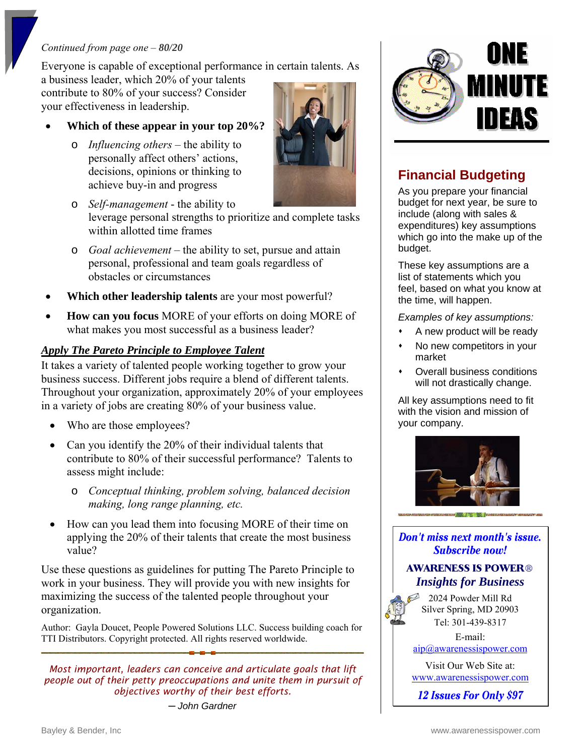*Continued from page one – **80/20***

Everyone is capable of exceptional performance in certain talents. As a business leader, which 20% of your talents contribute to 80% of your success? Consider your effectiveness in leadership.

- **Which of these appear in your top 20%?**
  - *Influencing others* – the ability to personally affect others' actions, decisions, opinions or thinking to achieve buy-in and progress
  - *Self-management* - the ability to leverage personal strengths to prioritize and complete tasks within allotted time frames
  - *Goal achievement* – the ability to set, pursue and attain personal, professional and team goals regardless of obstacles or circumstances
- **Which other leadership talents** are your most powerful?
- **How can you focus** MORE of your efforts on doing MORE of what makes you most successful as a business leader?

***Apply The Pareto Principle to Employee Talent***

It takes a variety of talented people working together to grow your business success. Different jobs require a blend of different talents. Throughout your organization, approximately 20% of your employees in a variety of jobs are creating 80% of your business value.

- Who are those employees?
- Can you identify the 20% of their individual talents that contribute to 80% of their successful performance? Talents to assess might include:
  - *Conceptual thinking, problem solving, balanced decision making, long range planning, etc.*
- How can you lead them into focusing MORE of their time on applying the 20% of their talents that create the most business value?

Use these questions as guidelines for putting The Pareto Principle to work in your business. They will provide you with new insights for maximizing the success of the talented people throughout your organization.

Author: Gayla Doucet, People Powered Solutions LLC. Success building coach for TTI Distributors. Copyright protected. All rights reserved worldwide.

*Most important, leaders can conceive and articulate goals that lift people out of their petty preoccupations and unite them in pursuit of objectives worthy of their best efforts.*

*— John Gardner*

# ONE MINUTE IDEAS

## Financial Budgeting

As you prepare your financial budget for next year, be sure to include (along with sales & expenditures) key assumptions which go into the make up of the budget.

These key assumptions are a list of statements which you feel, based on what you know at the time, will happen.

*Examples of key assumptions:*

- A new product will be ready
- No new competitors in your market
- Overall business conditions will not drastically change.

All key assumptions need to fit with the vision and mission of your company.

***Don't miss next month's issue. Subscribe now!***

**AWARENESS IS POWER®**
***Insights for Business***

2024 Powder Mill Rd
Silver Spring, MD 20903
Tel: 301-439-8317

E-mail:
aip@awarenessispower.com

Visit Our Web Site at:
www.awarenessispower.com

***12 Issues For Only $97***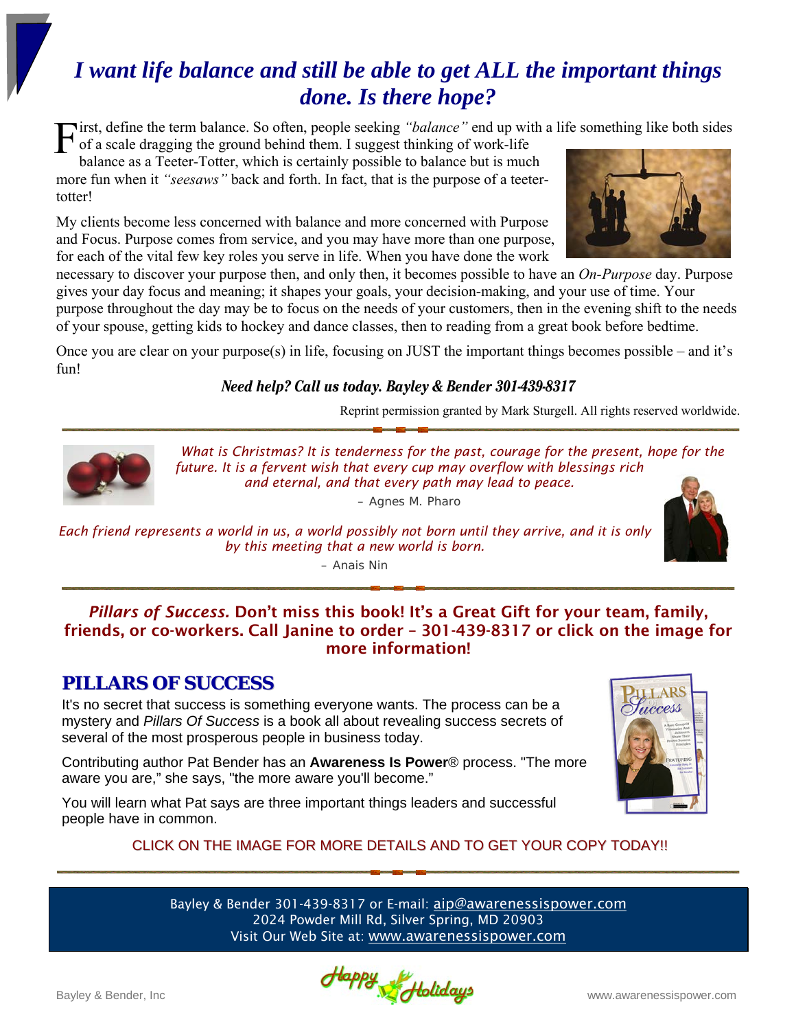## *I want life balance and still be able to get ALL the important things done. Is there hope?*

First, define the term balance. So often, people seeking *"balance"* end up with a life something like both sides of a scale dragging the ground behind them. I suggest thinking of work-life balance as a Teeter-Totter, which is certainly possible to balance but is much more fun when it *"seesaws"* back and forth. In fact, that is the purpose of a teeter-totter!

My clients become less concerned with balance and more concerned with Purpose and Focus. Purpose comes from service, and you may have more than one purpose, for each of the vital few key roles you serve in life. When you have done the work necessary to discover your purpose then, and only then, it becomes possible to have an *On-Purpose* day. Purpose gives your day focus and meaning; it shapes your goals, your decision-making, and your use of time. Your purpose throughout the day may be to focus on the needs of your customers, then in the evening shift to the needs of your spouse, getting kids to hockey and dance classes, then to reading from a great book before bedtime.

Once you are clear on your purpose(s) in life, focusing on JUST the important things becomes possible – and it's fun!

***Need help? Call us today. Bayley & Bender 301-439-8317***

Reprint permission granted by Mark Sturgell. All rights reserved worldwide.

---

*What is Christmas? It is tenderness for the past, courage for the present, hope for the future. It is a fervent wish that every cup may overflow with blessings rich and eternal, and that every path may lead to peace.*

– Agnes M. Pharo

*Each friend represents a world in us, a world possibly not born until they arrive, and it is only by this meeting that a new world is born.*

– Anais Nin

---

***Pillars of Success.* Don't miss this book! It's a Great Gift for your team, family, friends, or co-workers. Call Janine to order – 301-439-8317 or click on the image for more information!**

## PILLARS OF SUCCESS

It's no secret that success is something everyone wants. The process can be a mystery and *Pillars Of Success* is a book all about revealing success secrets of several of the most prosperous people in business today.

Contributing author Pat Bender has an **Awareness Is Power**® process. "The more aware you are," she says, "the more aware you'll become."

You will learn what Pat says are three important things leaders and successful people have in common.

CLICK ON THE IMAGE FOR MORE DETAILS AND TO GET YOUR COPY TODAY!!

---

Bayley & Bender 301-439-8317 or E-mail: aip@awarenessispower.com
2024 Powder Mill Rd, Silver Spring, MD 20903
Visit Our Web Site at: www.awarenessispower.com